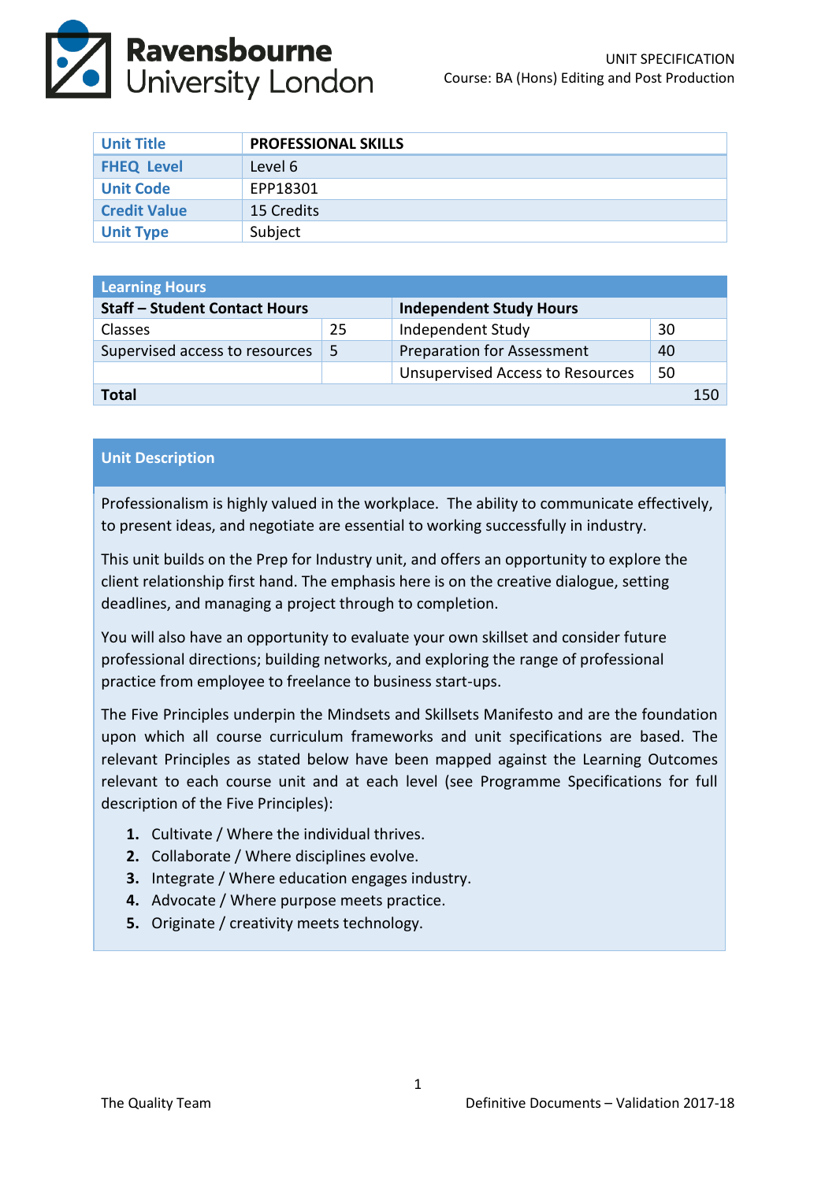UNIT SPECIFICATION
Course: BA (Hons) Editing and Post Production

| Unit Title | PROFESSIONAL SKILLS |
|---|---|
| FHEQ Level | Level 6 |
| Unit Code | EPP18301 |
| Credit Value | 15 Credits |
| Unit Type | Subject |

| Learning Hours | | | |
|---|---|---|---|
| **Staff – Student Contact Hours** | | **Independent Study Hours** | |
| Classes | 25 | Independent Study | 30 |
| Supervised access to resources | 5 | Preparation for Assessment | 40 |
| | | Unsupervised Access to Resources | 50 |
| **Total** | | | 150 |

## Unit Description

Professionalism is highly valued in the workplace. The ability to communicate effectively, to present ideas, and negotiate are essential to working successfully in industry.

This unit builds on the Prep for Industry unit, and offers an opportunity to explore the client relationship first hand. The emphasis here is on the creative dialogue, setting deadlines, and managing a project through to completion.

You will also have an opportunity to evaluate your own skillset and consider future professional directions; building networks, and exploring the range of professional practice from employee to freelance to business start-ups.

The Five Principles underpin the Mindsets and Skillsets Manifesto and are the foundation upon which all course curriculum frameworks and unit specifications are based. The relevant Principles as stated below have been mapped against the Learning Outcomes relevant to each course unit and at each level (see Programme Specifications for full description of the Five Principles):

1. Cultivate / Where the individual thrives.
2. Collaborate / Where disciplines evolve.
3. Integrate / Where education engages industry.
4. Advocate / Where purpose meets practice.
5. Originate / creativity meets technology.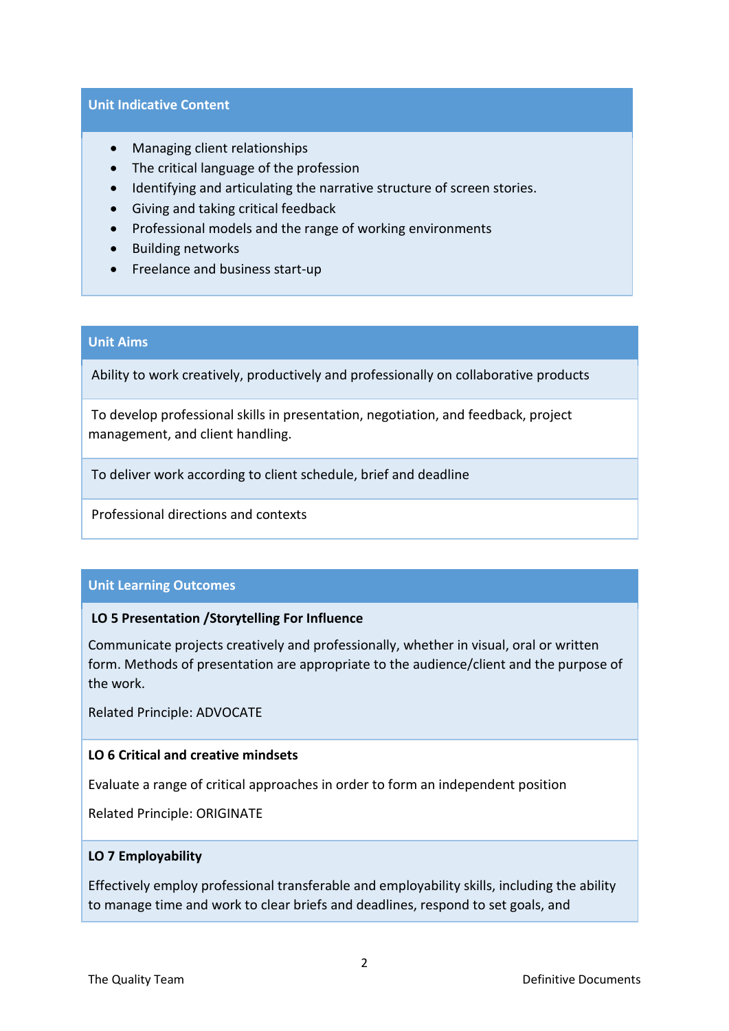## Unit Indicative Content

- Managing client relationships
- The critical language of the profession
- Identifying and articulating the narrative structure of screen stories.
- Giving and taking critical feedback
- Professional models and the range of working environments
- Building networks
- Freelance and business start-up

## Unit Aims

Ability to work creatively, productively and professionally on collaborative products

To develop professional skills in presentation, negotiation, and feedback, project management, and client handling.

To deliver work according to client schedule, brief and deadline

Professional directions and contexts

## Unit Learning Outcomes

**LO 5 Presentation /Storytelling For Influence**

Communicate projects creatively and professionally, whether in visual, oral or written form. Methods of presentation are appropriate to the audience/client and the purpose of the work.

Related Principle: ADVOCATE

**LO 6 Critical and creative mindsets**

Evaluate a range of critical approaches in order to form an independent position

Related Principle: ORIGINATE

**LO 7 Employability**

Effectively employ professional transferable and employability skills, including the ability to manage time and work to clear briefs and deadlines, respond to set goals, and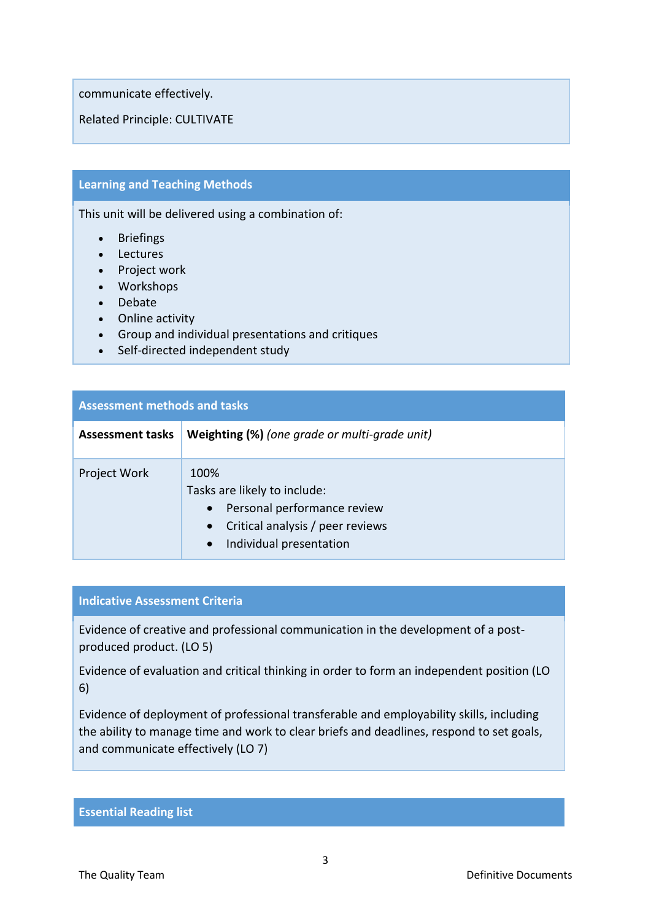communicate effectively.

Related Principle: CULTIVATE

## Learning and Teaching Methods

This unit will be delivered using a combination of:

- Briefings
- Lectures
- Project work
- Workshops
- Debate
- Online activity
- Group and individual presentations and critiques
- Self-directed independent study

## Assessment methods and tasks

| Assessment tasks | Weighting (%) *(one grade or multi-grade unit)* |
|---|---|
| Project Work | 100%<br>Tasks are likely to include:<br>• Personal performance review<br>• Critical analysis / peer reviews<br>• Individual presentation |

## Indicative Assessment Criteria

Evidence of creative and professional communication in the development of a post-produced product. (LO 5)

Evidence of evaluation and critical thinking in order to form an independent position (LO 6)

Evidence of deployment of professional transferable and employability skills, including the ability to manage time and work to clear briefs and deadlines, respond to set goals, and communicate effectively (LO 7)

## Essential Reading list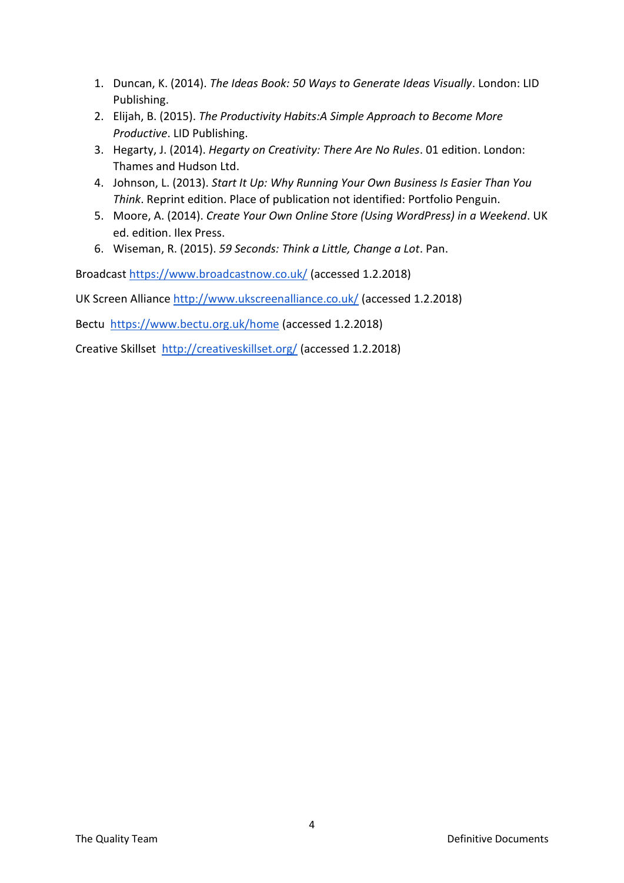1. Duncan, K. (2014). *The Ideas Book: 50 Ways to Generate Ideas Visually*. London: LID Publishing.
2. Elijah, B. (2015). *The Productivity Habits:A Simple Approach to Become More Productive*. LID Publishing.
3. Hegarty, J. (2014). *Hegarty on Creativity: There Are No Rules*. 01 edition. London: Thames and Hudson Ltd.
4. Johnson, L. (2013). *Start It Up: Why Running Your Own Business Is Easier Than You Think*. Reprint edition. Place of publication not identified: Portfolio Penguin.
5. Moore, A. (2014). *Create Your Own Online Store (Using WordPress) in a Weekend*. UK ed. edition. Ilex Press.
6. Wiseman, R. (2015). *59 Seconds: Think a Little, Change a Lot*. Pan.

Broadcast https://www.broadcastnow.co.uk/ (accessed 1.2.2018)

UK Screen Alliance http://www.ukscreenalliance.co.uk/ (accessed 1.2.2018)

Bectu https://www.bectu.org.uk/home (accessed 1.2.2018)

Creative Skillset http://creativeskillset.org/ (accessed 1.2.2018)